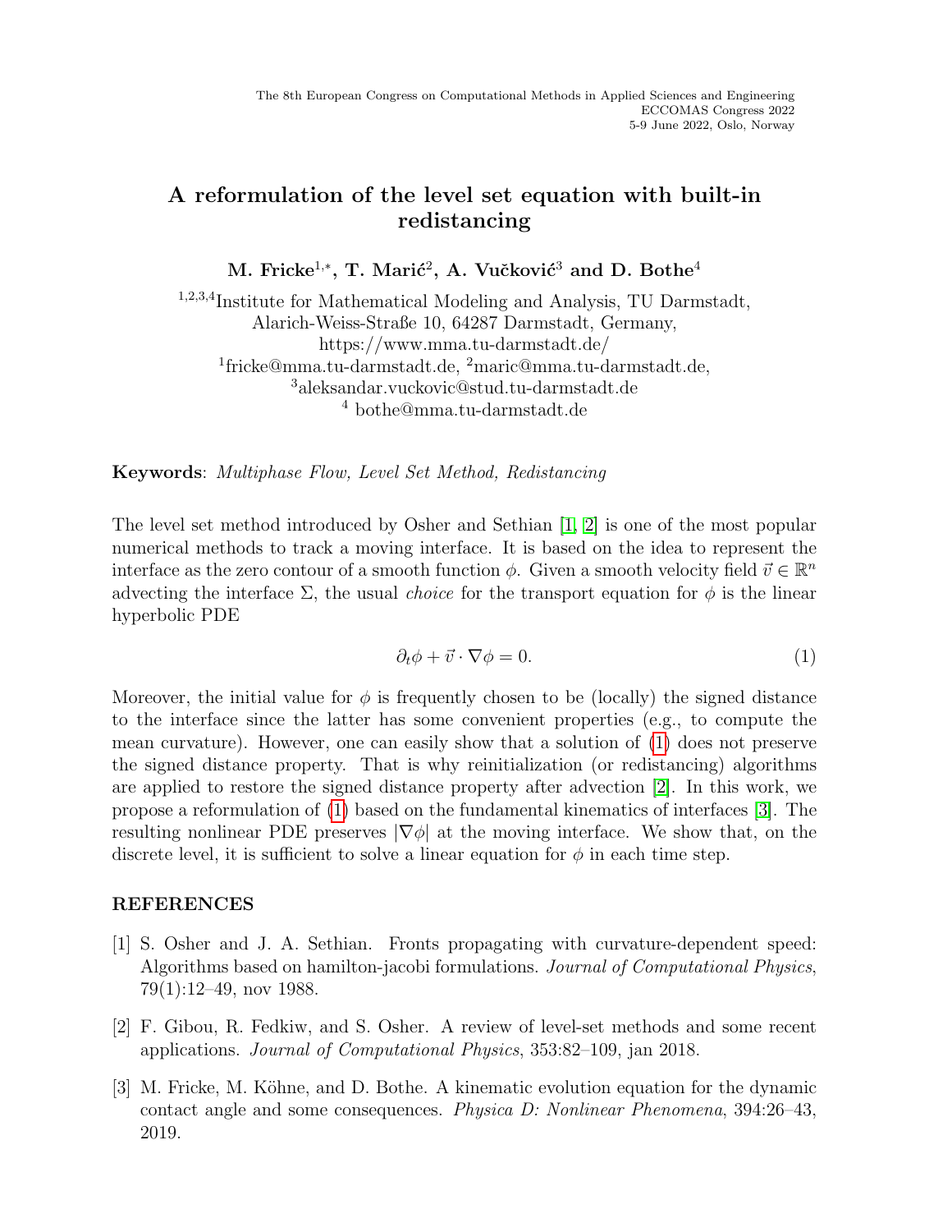The 8th European Congress on Computational Methods in Applied Sciences and Engineering
ECCOMAS Congress 2022
5-9 June 2022, Oslo, Norway

# A reformulation of the level set equation with built-in redistancing

**M. Fricke[1,*], T. Marić[2], A. Vučković[3] and D. Bothe[4]**

[1,2,3,4]Institute for Mathematical Modeling and Analysis, TU Darmstadt,
Alarich-Weiss-Straße 10, 64287 Darmstadt, Germany,
https://www.mma.tu-darmstadt.de/
[1]fricke@mma.tu-darmstadt.de, [2]maric@mma.tu-darmstadt.de,
[3]aleksandar.vuckovic@stud.tu-darmstadt.de
[4] bothe@mma.tu-darmstadt.de

**Keywords**: *Multiphase Flow, Level Set Method, Redistancing*

The level set method introduced by Osher and Sethian [1, 2] is one of the most popular numerical methods to track a moving interface. It is based on the idea to represent the interface as the zero contour of a smooth function $\phi$. Given a smooth velocity field $\vec{v} \in \mathbb{R}^n$ advecting the interface $\Sigma$, the usual *choice* for the transport equation for $\phi$ is the linear hyperbolic PDE

$$\partial_t \phi + \vec{v} \cdot \nabla \phi = 0. \tag{1}$$

Moreover, the initial value for $\phi$ is frequently chosen to be (locally) the signed distance to the interface since the latter has some convenient properties (e.g., to compute the mean curvature). However, one can easily show that a solution of (1) does not preserve the signed distance property. That is why reinitialization (or redistancing) algorithms are applied to restore the signed distance property after advection [2]. In this work, we propose a reformulation of (1) based on the fundamental kinematics of interfaces [3]. The resulting nonlinear PDE preserves $|\nabla \phi|$ at the moving interface. We show that, on the discrete level, it is sufficient to solve a linear equation for $\phi$ in each time step.

## REFERENCES

[1] S. Osher and J. A. Sethian. Fronts propagating with curvature-dependent speed: Algorithms based on hamilton-jacobi formulations. *Journal of Computational Physics*, 79(1):12–49, nov 1988.

[2] F. Gibou, R. Fedkiw, and S. Osher. A review of level-set methods and some recent applications. *Journal of Computational Physics*, 353:82–109, jan 2018.

[3] M. Fricke, M. Köhne, and D. Bothe. A kinematic evolution equation for the dynamic contact angle and some consequences. *Physica D: Nonlinear Phenomena*, 394:26–43, 2019.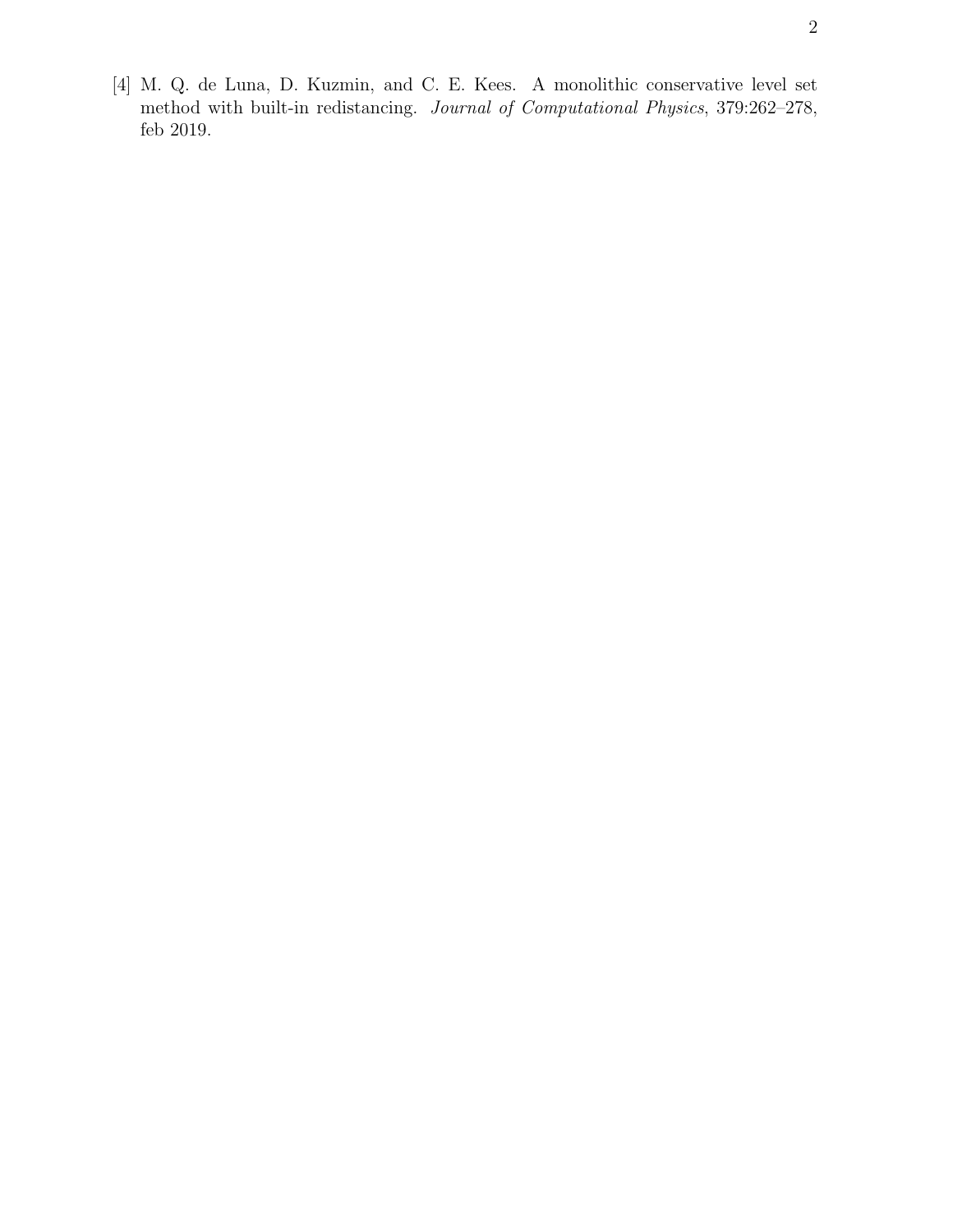[4] M. Q. de Luna, D. Kuzmin, and C. E. Kees. A monolithic conservative level set method with built-in redistancing. *Journal of Computational Physics*, 379:262–278, feb 2019.